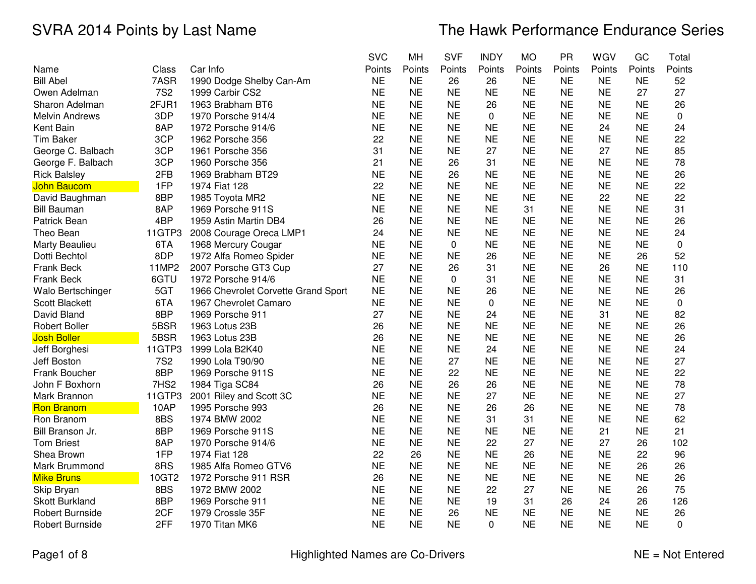# SVRA 2014 Points by Last Name

# The Hawk Performance Endurance Series

| Name | Class | Car Info | SVC Points | MH Points | SVF Points | INDY Points | MO Points | PR Points | WGV Points | GC Points | Total Points |
|---|---|---|---|---|---|---|---|---|---|---|---|
| Bill Abel | 7ASR | 1990 Dodge Shelby Can-Am | NE | NE | 26 | 26 | NE | NE | NE | NE | 52 |
| Owen Adelman | 7S2 | 1999 Carbir CS2 | NE | NE | NE | NE | NE | NE | NE | 27 | 27 |
| Sharon Adelman | 2FJR1 | 1963 Brabham BT6 | NE | NE | NE | 26 | NE | NE | NE | NE | 26 |
| Melvin Andrews | 3DP | 1970 Porsche 914/4 | NE | NE | NE | 0 | NE | NE | NE | NE | 0 |
| Kent Bain | 8AP | 1972 Porsche 914/6 | NE | NE | NE | NE | NE | NE | 24 | NE | 24 |
| Tim Baker | 3CP | 1962 Porsche 356 | 22 | NE | NE | NE | NE | NE | NE | NE | 22 |
| George C. Balbach | 3CP | 1961 Porsche 356 | 31 | NE | NE | 27 | NE | NE | 27 | NE | 85 |
| George F. Balbach | 3CP | 1960 Porsche 356 | 21 | NE | 26 | 31 | NE | NE | NE | NE | 78 |
| Rick Balsley | 2FB | 1969 Brabham BT29 | NE | NE | 26 | NE | NE | NE | NE | NE | 26 |
| John Baucom | 1FP | 1974 Fiat 128 | 22 | NE | NE | NE | NE | NE | NE | NE | 22 |
| David Baughman | 8BP | 1985 Toyota MR2 | NE | NE | NE | NE | NE | NE | 22 | NE | 22 |
| Bill Bauman | 8AP | 1969 Porsche 911S | NE | NE | NE | NE | 31 | NE | NE | NE | 31 |
| Patrick Bean | 4BP | 1959 Astin Martin DB4 | 26 | NE | NE | NE | NE | NE | NE | NE | 26 |
| Theo Bean | 11GTP3 | 2008 Courage Oreca LMP1 | 24 | NE | NE | NE | NE | NE | NE | NE | 24 |
| Marty Beaulieu | 6TA | 1968 Mercury Cougar | NE | NE | 0 | NE | NE | NE | NE | NE | 0 |
| Dotti Bechtol | 8DP | 1972 Alfa Romeo Spider | NE | NE | NE | 26 | NE | NE | NE | 26 | 52 |
| Frank Beck | 11MP2 | 2007 Porsche GT3 Cup | 27 | NE | 26 | 31 | NE | NE | 26 | NE | 110 |
| Frank Beck | 6GTU | 1972 Porsche 914/6 | NE | NE | 0 | 31 | NE | NE | NE | NE | 31 |
| Walo Bertschinger | 5GT | 1966 Chevrolet Corvette Grand Sport | NE | NE | NE | 26 | NE | NE | NE | NE | 26 |
| Scott Blackett | 6TA | 1967 Chevrolet Camaro | NE | NE | NE | 0 | NE | NE | NE | NE | 0 |
| David Bland | 8BP | 1969 Porsche 911 | 27 | NE | NE | 24 | NE | NE | 31 | NE | 82 |
| Robert Boller | 5BSR | 1963 Lotus 23B | 26 | NE | NE | NE | NE | NE | NE | NE | 26 |
| Josh Boller | 5BSR | 1963 Lotus 23B | 26 | NE | NE | NE | NE | NE | NE | NE | 26 |
| Jeff Borghesi | 11GTP3 | 1999 Lola B2K40 | NE | NE | NE | 24 | NE | NE | NE | NE | 24 |
| Jeff Boston | 7S2 | 1990 Lola T90/90 | NE | NE | 27 | NE | NE | NE | NE | NE | 27 |
| Frank Boucher | 8BP | 1969 Porsche 911S | NE | NE | 22 | NE | NE | NE | NE | NE | 22 |
| John F Boxhorn | 7HS2 | 1984 Tiga SC84 | 26 | NE | 26 | 26 | NE | NE | NE | NE | 78 |
| Mark Brannon | 11GTP3 | 2001 Riley and Scott 3C | NE | NE | NE | 27 | NE | NE | NE | NE | 27 |
| Ron Branom | 10AP | 1995 Porsche 993 | 26 | NE | NE | 26 | 26 | NE | NE | NE | 78 |
| Ron Branom | 8BS | 1974 BMW 2002 | NE | NE | NE | 31 | 31 | NE | NE | NE | 62 |
| Bill Branson Jr. | 8BP | 1969 Porsche 911S | NE | NE | NE | NE | NE | NE | 21 | NE | 21 |
| Tom Briest | 8AP | 1970 Porsche 914/6 | NE | NE | NE | 22 | 27 | NE | 27 | 26 | 102 |
| Shea Brown | 1FP | 1974 Fiat 128 | 22 | 26 | NE | NE | 26 | NE | NE | 22 | 96 |
| Mark Brummond | 8RS | 1985 Alfa Romeo GTV6 | NE | NE | NE | NE | NE | NE | NE | 26 | 26 |
| Mike Bruns | 10GT2 | 1972 Porsche 911 RSR | 26 | NE | NE | NE | NE | NE | NE | NE | 26 |
| Skip Bryan | 8BS | 1972 BMW 2002 | NE | NE | NE | 22 | 27 | NE | NE | 26 | 75 |
| Skott Burkland | 8BP | 1969 Porsche 911 | NE | NE | NE | 19 | 31 | 26 | 24 | 26 | 126 |
| Robert Burnside | 2CF | 1979 Crossle 35F | NE | NE | 26 | NE | NE | NE | NE | NE | 26 |
| Robert Burnside | 2FF | 1970 Titan MK6 | NE | NE | NE | 0 | NE | NE | NE | NE | 0 |

Highlighted Names are Co-Drivers

NE = Not Entered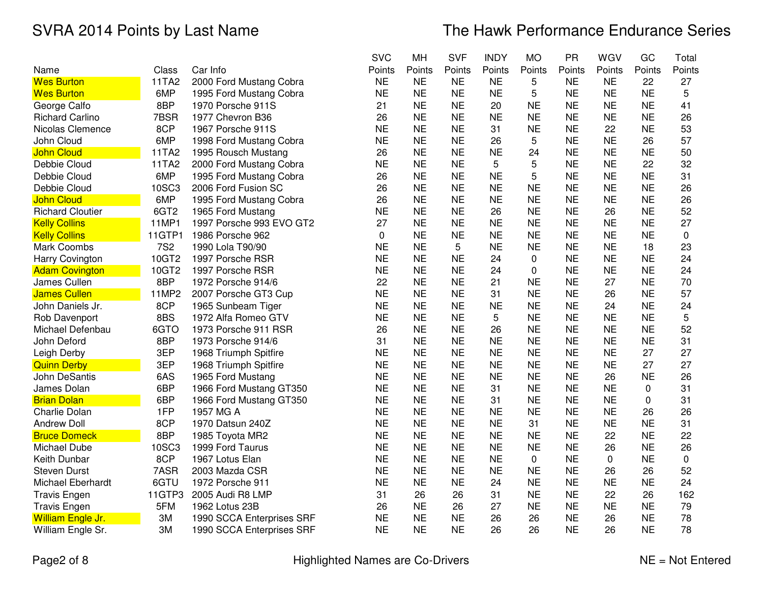# SVRA 2014 Points by Last Name

# The Hawk Performance Endurance Series

| Name | Class | Car Info | SVC Points | MH Points | SVF Points | INDY Points | MO Points | PR Points | WGV Points | GC Points | Total Points |
|---|---|---|---|---|---|---|---|---|---|---|---|
| Wes Burton | 11TA2 | 2000 Ford Mustang Cobra | NE | NE | NE | NE | 5 | NE | NE | 22 | 27 |
| Wes Burton | 6MP | 1995 Ford Mustang Cobra | NE | NE | NE | NE | 5 | NE | NE | NE | 5 |
| George Calfo | 8BP | 1970 Porsche 911S | 21 | NE | NE | 20 | NE | NE | NE | NE | 41 |
| Richard Carlino | 7BSR | 1977 Chevron B36 | 26 | NE | NE | NE | NE | NE | NE | NE | 26 |
| Nicolas Clemence | 8CP | 1967 Porsche 911S | NE | NE | NE | 31 | NE | NE | 22 | NE | 53 |
| John Cloud | 6MP | 1998 Ford Mustang Cobra | NE | NE | NE | 26 | 5 | NE | NE | 26 | 57 |
| John Cloud | 11TA2 | 1995 Rousch Mustang | 26 | NE | NE | NE | 24 | NE | NE | NE | 50 |
| Debbie Cloud | 11TA2 | 2000 Ford Mustang Cobra | NE | NE | NE | 5 | 5 | NE | NE | 22 | 32 |
| Debbie Cloud | 6MP | 1995 Ford Mustang Cobra | 26 | NE | NE | NE | 5 | NE | NE | NE | 31 |
| Debbie Cloud | 10SC3 | 2006 Ford Fusion SC | 26 | NE | NE | NE | NE | NE | NE | NE | 26 |
| John Cloud | 6MP | 1995 Ford Mustang Cobra | 26 | NE | NE | NE | NE | NE | NE | NE | 26 |
| Richard Cloutier | 6GT2 | 1965 Ford Mustang | NE | NE | NE | 26 | NE | NE | 26 | NE | 52 |
| Kelly Collins | 11MP1 | 1997 Porsche 993 EVO GT2 | 27 | NE | NE | NE | NE | NE | NE | NE | 27 |
| Kelly Collins | 11GTP1 | 1986 Porsche 962 | 0 | NE | NE | NE | NE | NE | NE | NE | 0 |
| Mark Coombs | 7S2 | 1990 Lola T90/90 | NE | NE | 5 | NE | NE | NE | NE | 18 | 23 |
| Harry Covington | 10GT2 | 1997 Porsche RSR | NE | NE | NE | 24 | 0 | NE | NE | NE | 24 |
| Adam Covington | 10GT2 | 1997 Porsche RSR | NE | NE | NE | 24 | 0 | NE | NE | NE | 24 |
| James Cullen | 8BP | 1972 Porsche 914/6 | 22 | NE | NE | 21 | NE | NE | 27 | NE | 70 |
| James Cullen | 11MP2 | 2007 Porsche GT3 Cup | NE | NE | NE | 31 | NE | NE | 26 | NE | 57 |
| John Daniels Jr. | 8CP | 1965 Sunbeam Tiger | NE | NE | NE | NE | NE | NE | 24 | NE | 24 |
| Rob Davenport | 8BS | 1972 Alfa Romeo GTV | NE | NE | NE | 5 | NE | NE | NE | NE | 5 |
| Michael Defenbau | 6GTO | 1973 Porsche 911 RSR | 26 | NE | NE | 26 | NE | NE | NE | NE | 52 |
| John Deford | 8BP | 1973 Porsche 914/6 | 31 | NE | NE | NE | NE | NE | NE | NE | 31 |
| Leigh Derby | 3EP | 1968 Triumph Spitfire | NE | NE | NE | NE | NE | NE | NE | 27 | 27 |
| Quinn Derby | 3EP | 1968 Triumph Spitfire | NE | NE | NE | NE | NE | NE | NE | 27 | 27 |
| John DeSantis | 6AS | 1965 Ford Mustang | NE | NE | NE | NE | NE | NE | 26 | NE | 26 |
| James Dolan | 6BP | 1966 Ford Mustang GT350 | NE | NE | NE | 31 | NE | NE | NE | 0 | 31 |
| Brian Dolan | 6BP | 1966 Ford Mustang GT350 | NE | NE | NE | 31 | NE | NE | NE | 0 | 31 |
| Charlie Dolan | 1FP | 1957 MG A | NE | NE | NE | NE | NE | NE | NE | 26 | 26 |
| Andrew Doll | 8CP | 1970 Datsun 240Z | NE | NE | NE | NE | 31 | NE | NE | NE | 31 |
| Bruce Domeck | 8BP | 1985 Toyota MR2 | NE | NE | NE | NE | NE | NE | 22 | NE | 22 |
| Michael Dube | 10SC3 | 1999 Ford Taurus | NE | NE | NE | NE | NE | NE | 26 | NE | 26 |
| Keith Dunbar | 8CP | 1967 Lotus Elan | NE | NE | NE | NE | 0 | NE | 0 | NE | 0 |
| Steven Durst | 7ASR | 2003 Mazda CSR | NE | NE | NE | NE | NE | NE | 26 | 26 | 52 |
| Michael Eberhardt | 6GTU | 1972 Porsche 911 | NE | NE | NE | 24 | NE | NE | NE | NE | 24 |
| Travis Engen | 11GTP3 | 2005 Audi R8 LMP | 31 | 26 | 26 | 31 | NE | NE | 22 | 26 | 162 |
| Travis Engen | 5FM | 1962 Lotus 23B | 26 | NE | 26 | 27 | NE | NE | NE | NE | 79 |
| William Engle Jr. | 3M | 1990 SCCA Enterprises SRF | NE | NE | NE | 26 | 26 | NE | 26 | NE | 78 |
| William Engle Sr. | 3M | 1990 SCCA Enterprises SRF | NE | NE | NE | 26 | 26 | NE | 26 | NE | 78 |

Highlighted Names are Co-Drivers

NE = Not Entered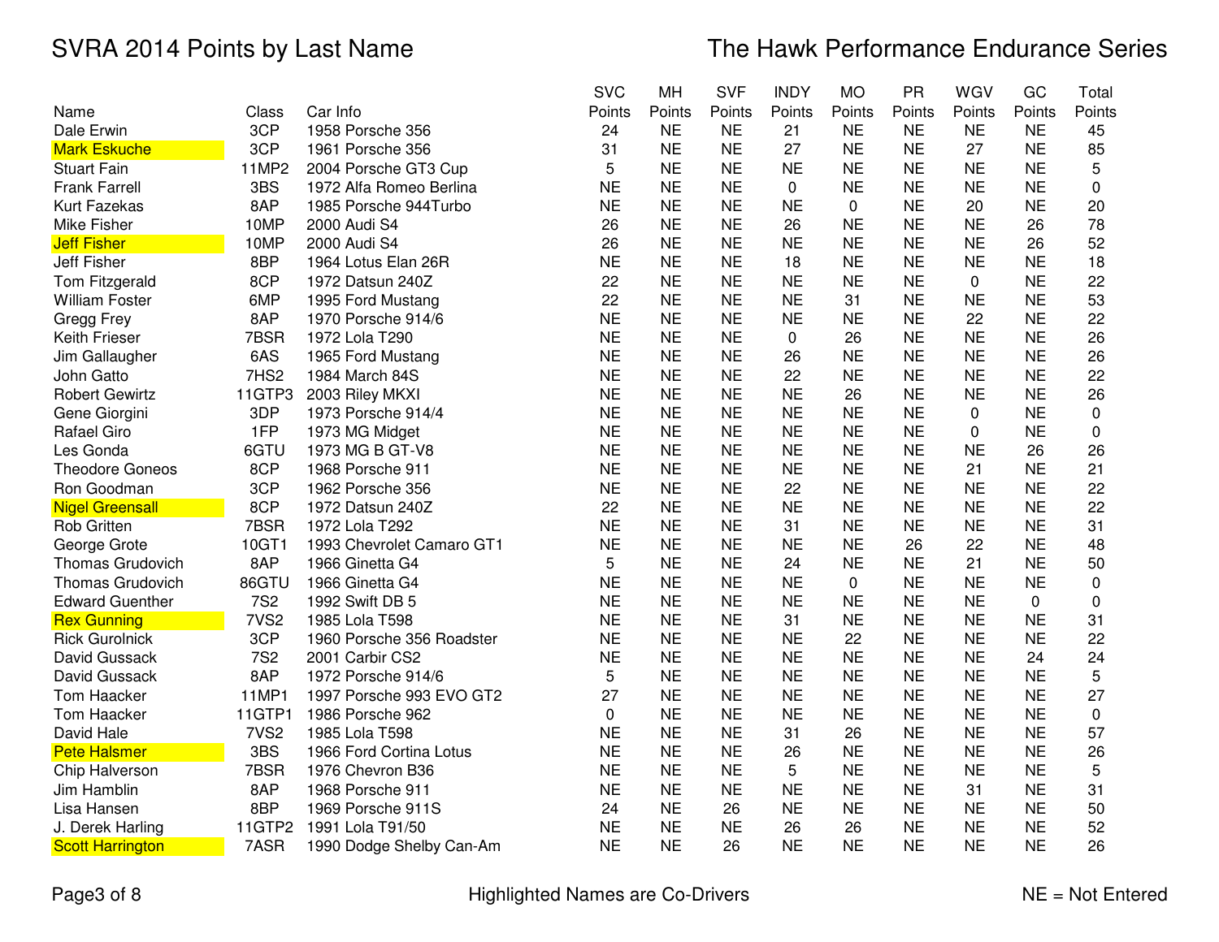# SVRA 2014 Points by Last Name

## The Hawk Performance Endurance Series

| Name | Class | Car Info | SVC Points | MH Points | SVF Points | INDY Points | MO Points | PR Points | WGV Points | GC Points | Total Points |
|---|---|---|---|---|---|---|---|---|---|---|---|
| Dale Erwin | 3CP | 1958 Porsche 356 | 24 | NE | NE | 21 | NE | NE | NE | NE | 45 |
| Mark Eskuche | 3CP | 1961 Porsche 356 | 31 | NE | NE | 27 | NE | NE | 27 | NE | 85 |
| Stuart Fain | 11MP2 | 2004 Porsche GT3 Cup | 5 | NE | NE | NE | NE | NE | NE | NE | 5 |
| Frank Farrell | 3BS | 1972 Alfa Romeo Berlina | NE | NE | NE | 0 | NE | NE | NE | NE | 0 |
| Kurt Fazekas | 8AP | 1985 Porsche 944Turbo | NE | NE | NE | NE | 0 | NE | 20 | NE | 20 |
| Mike Fisher | 10MP | 2000 Audi S4 | 26 | NE | NE | 26 | NE | NE | NE | 26 | 78 |
| Jeff Fisher | 10MP | 2000 Audi S4 | 26 | NE | NE | NE | NE | NE | NE | 26 | 52 |
| Jeff Fisher | 8BP | 1964 Lotus Elan 26R | NE | NE | NE | 18 | NE | NE | NE | NE | 18 |
| Tom Fitzgerald | 8CP | 1972 Datsun 240Z | 22 | NE | NE | NE | NE | NE | 0 | NE | 22 |
| William Foster | 6MP | 1995 Ford Mustang | 22 | NE | NE | NE | 31 | NE | NE | NE | 53 |
| Gregg Frey | 8AP | 1970 Porsche 914/6 | NE | NE | NE | NE | NE | NE | 22 | NE | 22 |
| Keith Frieser | 7BSR | 1972 Lola T290 | NE | NE | NE | 0 | 26 | NE | NE | NE | 26 |
| Jim Gallaugher | 6AS | 1965 Ford Mustang | NE | NE | NE | 26 | NE | NE | NE | NE | 26 |
| John Gatto | 7HS2 | 1984 March 84S | NE | NE | NE | 22 | NE | NE | NE | NE | 22 |
| Robert Gewirtz | 11GTP3 | 2003 Riley MKXI | NE | NE | NE | NE | 26 | NE | NE | NE | 26 |
| Gene Giorgini | 3DP | 1973 Porsche 914/4 | NE | NE | NE | NE | NE | NE | 0 | NE | 0 |
| Rafael Giro | 1FP | 1973 MG Midget | NE | NE | NE | NE | NE | NE | 0 | NE | 0 |
| Les Gonda | 6GTU | 1973 MG B GT-V8 | NE | NE | NE | NE | NE | NE | NE | 26 | 26 |
| Theodore Goneos | 8CP | 1968 Porsche 911 | NE | NE | NE | NE | NE | NE | 21 | NE | 21 |
| Ron Goodman | 3CP | 1962 Porsche 356 | NE | NE | NE | 22 | NE | NE | NE | NE | 22 |
| Nigel Greensall | 8CP | 1972 Datsun 240Z | 22 | NE | NE | NE | NE | NE | NE | NE | 22 |
| Rob Gritten | 7BSR | 1972 Lola T292 | NE | NE | NE | 31 | NE | NE | NE | NE | 31 |
| George Grote | 10GT1 | 1993 Chevrolet Camaro GT1 | NE | NE | NE | NE | NE | 26 | 22 | NE | 48 |
| Thomas Grudovich | 8AP | 1966 Ginetta G4 | 5 | NE | NE | 24 | NE | NE | 21 | NE | 50 |
| Thomas Grudovich | 86GTU | 1966 Ginetta G4 | NE | NE | NE | NE | 0 | NE | NE | NE | 0 |
| Edward Guenther | 7S2 | 1992 Swift DB 5 | NE | NE | NE | NE | NE | NE | NE | 0 | 0 |
| Rex Gunning | 7VS2 | 1985 Lola T598 | NE | NE | NE | 31 | NE | NE | NE | NE | 31 |
| Rick Gurolnick | 3CP | 1960 Porsche 356 Roadster | NE | NE | NE | NE | 22 | NE | NE | NE | 22 |
| David Gussack | 7S2 | 2001 Carbir CS2 | NE | NE | NE | NE | NE | NE | NE | 24 | 24 |
| David Gussack | 8AP | 1972 Porsche 914/6 | 5 | NE | NE | NE | NE | NE | NE | NE | 5 |
| Tom Haacker | 11MP1 | 1997 Porsche 993 EVO GT2 | 27 | NE | NE | NE | NE | NE | NE | NE | 27 |
| Tom Haacker | 11GTP1 | 1986 Porsche 962 | 0 | NE | NE | NE | NE | NE | NE | NE | 0 |
| David Hale | 7VS2 | 1985 Lola T598 | NE | NE | NE | 31 | 26 | NE | NE | NE | 57 |
| Pete Halsmer | 3BS | 1966 Ford Cortina Lotus | NE | NE | NE | 26 | NE | NE | NE | NE | 26 |
| Chip Halverson | 7BSR | 1976 Chevron B36 | NE | NE | NE | 5 | NE | NE | NE | NE | 5 |
| Jim Hamblin | 8AP | 1968 Porsche 911 | NE | NE | NE | NE | NE | NE | 31 | NE | 31 |
| Lisa Hansen | 8BP | 1969 Porsche 911S | 24 | NE | 26 | NE | NE | NE | NE | NE | 50 |
| J. Derek Harling | 11GTP2 | 1991 Lola T91/50 | NE | NE | NE | 26 | 26 | NE | NE | NE | 52 |
| Scott Harrington | 7ASR | 1990 Dodge Shelby Can-Am | NE | NE | 26 | NE | NE | NE | NE | NE | 26 |

Highlighted Names are Co-Drivers

NE = Not Entered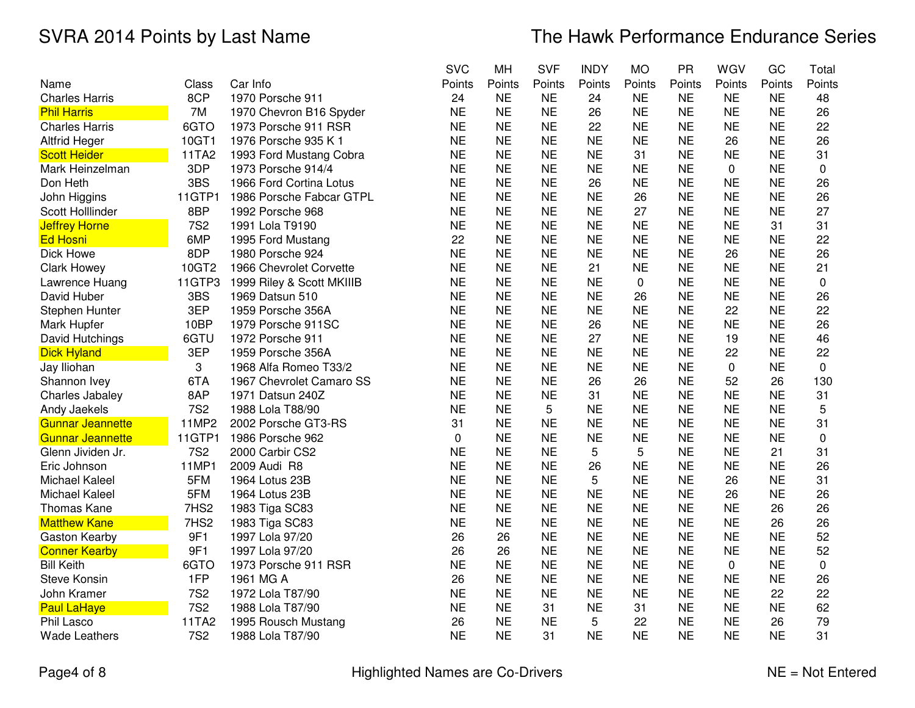# SVRA 2014 Points by Last Name

## The Hawk Performance Endurance Series

| Name | Class | Car Info | SVC Points | MH Points | SVF Points | INDY Points | MO Points | PR Points | WGV Points | GC Points | Total Points |
|---|---|---|---|---|---|---|---|---|---|---|---|
| Charles Harris | 8CP | 1970 Porsche 911 | 24 | NE | NE | 24 | NE | NE | NE | NE | 48 |
| Phil Harris | 7M | 1970 Chevron B16 Spyder | NE | NE | NE | 26 | NE | NE | NE | NE | 26 |
| Charles Harris | 6GTO | 1973 Porsche 911 RSR | NE | NE | NE | 22 | NE | NE | NE | NE | 22 |
| Altfrid Heger | 10GT1 | 1976 Porsche 935 K 1 | NE | NE | NE | NE | NE | NE | 26 | NE | 26 |
| Scott Heider | 11TA2 | 1993 Ford Mustang Cobra | NE | NE | NE | NE | 31 | NE | NE | NE | 31 |
| Mark Heinzelman | 3DP | 1973 Porsche 914/4 | NE | NE | NE | NE | NE | NE | 0 | NE | 0 |
| Don Heth | 3BS | 1966 Ford Cortina Lotus | NE | NE | NE | 26 | NE | NE | NE | NE | 26 |
| John Higgins | 11GTP1 | 1986 Porsche Fabcar GTPL | NE | NE | NE | NE | 26 | NE | NE | NE | 26 |
| Scott Holllinder | 8BP | 1992 Porsche 968 | NE | NE | NE | NE | 27 | NE | NE | NE | 27 |
| Jeffrey Horne | 7S2 | 1991 Lola T9190 | NE | NE | NE | NE | NE | NE | NE | 31 | 31 |
| Ed Hosni | 6MP | 1995 Ford Mustang | 22 | NE | NE | NE | NE | NE | NE | NE | 22 |
| Dick Howe | 8DP | 1980 Porsche 924 | NE | NE | NE | NE | NE | NE | 26 | NE | 26 |
| Clark Howey | 10GT2 | 1966 Chevrolet Corvette | NE | NE | NE | 21 | NE | NE | NE | NE | 21 |
| Lawrence Huang | 11GTP3 | 1999 Riley & Scott MKIIIB | NE | NE | NE | NE | 0 | NE | NE | NE | 0 |
| David Huber | 3BS | 1969 Datsun 510 | NE | NE | NE | NE | 26 | NE | NE | NE | 26 |
| Stephen Hunter | 3EP | 1959 Porsche 356A | NE | NE | NE | NE | NE | NE | 22 | NE | 22 |
| Mark Hupfer | 10BP | 1979 Porsche 911SC | NE | NE | NE | 26 | NE | NE | NE | NE | 26 |
| David Hutchings | 6GTU | 1972 Porsche 911 | NE | NE | NE | 27 | NE | NE | 19 | NE | 46 |
| Dick Hyland | 3EP | 1959 Porsche 356A | NE | NE | NE | NE | NE | NE | 22 | NE | 22 |
| Jay Iliohan | 3 | 1968 Alfa Romeo T33/2 | NE | NE | NE | NE | NE | NE | 0 | NE | 0 |
| Shannon Ivey | 6TA | 1967 Chevrolet Camaro SS | NE | NE | NE | 26 | 26 | NE | 52 | 26 | 130 |
| Charles Jabaley | 8AP | 1971 Datsun 240Z | NE | NE | NE | 31 | NE | NE | NE | NE | 31 |
| Andy Jaekels | 7S2 | 1988 Lola T88/90 | NE | NE | 5 | NE | NE | NE | NE | NE | 5 |
| Gunnar Jeannette | 11MP2 | 2002 Porsche GT3-RS | 31 | NE | NE | NE | NE | NE | NE | NE | 31 |
| Gunnar Jeannette | 11GTP1 | 1986 Porsche 962 | 0 | NE | NE | NE | NE | NE | NE | NE | 0 |
| Glenn Jividen Jr. | 7S2 | 2000 Carbir CS2 | NE | NE | NE | 5 | 5 | NE | NE | 21 | 31 |
| Eric Johnson | 11MP1 | 2009 Audi R8 | NE | NE | NE | 26 | NE | NE | NE | NE | 26 |
| Michael Kaleel | 5FM | 1964 Lotus 23B | NE | NE | NE | 5 | NE | NE | 26 | NE | 31 |
| Michael Kaleel | 5FM | 1964 Lotus 23B | NE | NE | NE | NE | NE | NE | 26 | NE | 26 |
| Thomas Kane | 7HS2 | 1983 Tiga SC83 | NE | NE | NE | NE | NE | NE | NE | 26 | 26 |
| Matthew Kane | 7HS2 | 1983 Tiga SC83 | NE | NE | NE | NE | NE | NE | NE | 26 | 26 |
| Gaston Kearby | 9F1 | 1997 Lola 97/20 | 26 | 26 | NE | NE | NE | NE | NE | NE | 52 |
| Conner Kearby | 9F1 | 1997 Lola 97/20 | 26 | 26 | NE | NE | NE | NE | NE | NE | 52 |
| Bill Keith | 6GTO | 1973 Porsche 911 RSR | NE | NE | NE | NE | NE | NE | 0 | NE | 0 |
| Steve Konsin | 1FP | 1961 MG A | 26 | NE | NE | NE | NE | NE | NE | NE | 26 |
| John Kramer | 7S2 | 1972 Lola T87/90 | NE | NE | NE | NE | NE | NE | NE | 22 | 22 |
| Paul LaHaye | 7S2 | 1988 Lola T87/90 | NE | NE | 31 | NE | 31 | NE | NE | NE | 62 |
| Phil Lasco | 11TA2 | 1995 Rousch Mustang | 26 | NE | NE | 5 | 22 | NE | NE | 26 | 79 |
| Wade Leathers | 7S2 | 1988 Lola T87/90 | NE | NE | 31 | NE | NE | NE | NE | NE | 31 |

Highlighted Names are Co-Drivers

NE = Not Entered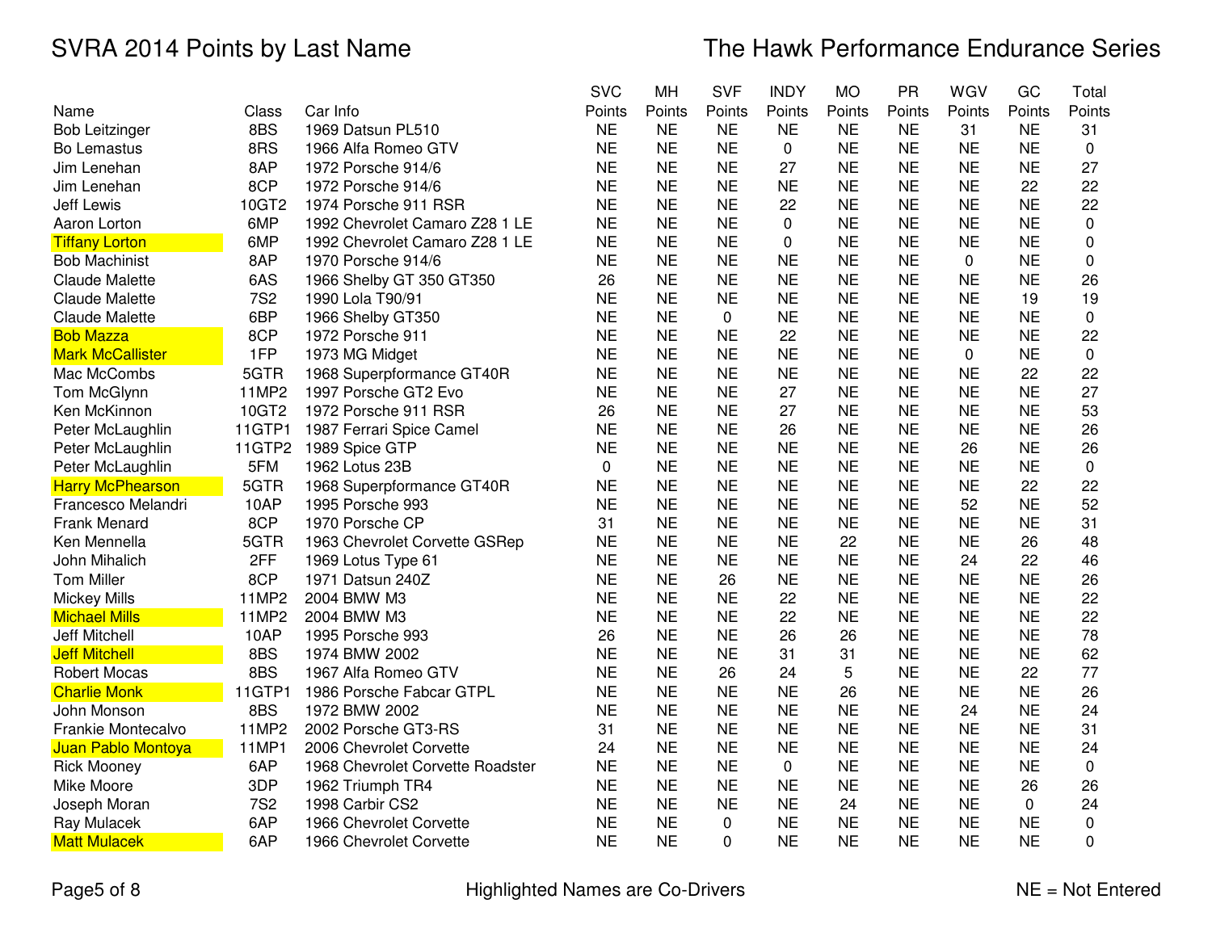# SVRA 2014 Points by Last Name

## The Hawk Performance Endurance Series

| Name | Class | Car Info | SVC Points | MH Points | SVF Points | INDY Points | MO Points | PR Points | WGV Points | GC Points | Total Points |
|---|---|---|---|---|---|---|---|---|---|---|---|
| Bob Leitzinger | 8BS | 1969 Datsun PL510 | NE | NE | NE | NE | NE | NE | 31 | NE | 31 |
| Bo Lemastus | 8RS | 1966 Alfa Romeo GTV | NE | NE | NE | 0 | NE | NE | NE | NE | 0 |
| Jim Lenehan | 8AP | 1972 Porsche 914/6 | NE | NE | NE | 27 | NE | NE | NE | NE | 27 |
| Jim Lenehan | 8CP | 1972 Porsche 914/6 | NE | NE | NE | NE | NE | NE | NE | 22 | 22 |
| Jeff Lewis | 10GT2 | 1974 Porsche 911 RSR | NE | NE | NE | 22 | NE | NE | NE | NE | 22 |
| Aaron Lorton | 6MP | 1992 Chevrolet Camaro Z28 1 LE | NE | NE | NE | 0 | NE | NE | NE | NE | 0 |
| Tiffany Lorton | 6MP | 1992 Chevrolet Camaro Z28 1 LE | NE | NE | NE | 0 | NE | NE | NE | NE | 0 |
| Bob Machinist | 8AP | 1970 Porsche 914/6 | NE | NE | NE | NE | NE | NE | 0 | NE | 0 |
| Claude Malette | 6AS | 1966 Shelby GT 350 GT350 | 26 | NE | NE | NE | NE | NE | NE | NE | 26 |
| Claude Malette | 7S2 | 1990 Lola T90/91 | NE | NE | NE | NE | NE | NE | NE | 19 | 19 |
| Claude Malette | 6BP | 1966 Shelby GT350 | NE | NE | 0 | NE | NE | NE | NE | NE | 0 |
| Bob Mazza | 8CP | 1972 Porsche 911 | NE | NE | NE | 22 | NE | NE | NE | NE | 22 |
| Mark McCallister | 1FP | 1973 MG Midget | NE | NE | NE | NE | NE | NE | 0 | NE | 0 |
| Mac McCombs | 5GTR | 1968 Superpformance GT40R | NE | NE | NE | NE | NE | NE | NE | 22 | 22 |
| Tom McGlynn | 11MP2 | 1997 Porsche GT2 Evo | NE | NE | NE | 27 | NE | NE | NE | NE | 27 |
| Ken McKinnon | 10GT2 | 1972 Porsche 911 RSR | 26 | NE | NE | 27 | NE | NE | NE | NE | 53 |
| Peter McLaughlin | 11GTP1 | 1987 Ferrari Spice Camel | NE | NE | NE | 26 | NE | NE | NE | NE | 26 |
| Peter McLaughlin | 11GTP2 | 1989 Spice GTP | NE | NE | NE | NE | NE | NE | 26 | NE | 26 |
| Peter McLaughlin | 5FM | 1962 Lotus 23B | 0 | NE | NE | NE | NE | NE | NE | NE | 0 |
| Harry McPhearson | 5GTR | 1968 Superpformance GT40R | NE | NE | NE | NE | NE | NE | NE | 22 | 22 |
| Francesco Melandri | 10AP | 1995 Porsche 993 | NE | NE | NE | NE | NE | NE | 52 | NE | 52 |
| Frank Menard | 8CP | 1970 Porsche CP | 31 | NE | NE | NE | NE | NE | NE | NE | 31 |
| Ken Mennella | 5GTR | 1963 Chevrolet Corvette GSRep | NE | NE | NE | NE | 22 | NE | NE | 26 | 48 |
| John Mihalich | 2FF | 1969 Lotus Type 61 | NE | NE | NE | NE | NE | NE | 24 | 22 | 46 |
| Tom Miller | 8CP | 1971 Datsun 240Z | NE | NE | 26 | NE | NE | NE | NE | NE | 26 |
| Mickey Mills | 11MP2 | 2004 BMW M3 | NE | NE | NE | 22 | NE | NE | NE | NE | 22 |
| Michael Mills | 11MP2 | 2004 BMW M3 | NE | NE | NE | 22 | NE | NE | NE | NE | 22 |
| Jeff Mitchell | 10AP | 1995 Porsche 993 | 26 | NE | NE | 26 | 26 | NE | NE | NE | 78 |
| Jeff Mitchell | 8BS | 1974 BMW 2002 | NE | NE | NE | 31 | 31 | NE | NE | NE | 62 |
| Robert Mocas | 8BS | 1967 Alfa Romeo GTV | NE | NE | 26 | 24 | 5 | NE | NE | 22 | 77 |
| Charlie Monk | 11GTP1 | 1986 Porsche Fabcar GTPL | NE | NE | NE | NE | 26 | NE | NE | NE | 26 |
| John Monson | 8BS | 1972 BMW 2002 | NE | NE | NE | NE | NE | NE | 24 | NE | 24 |
| Frankie Montecalvo | 11MP2 | 2002 Porsche GT3-RS | 31 | NE | NE | NE | NE | NE | NE | NE | 31 |
| Juan Pablo Montoya | 11MP1 | 2006 Chevrolet Corvette | 24 | NE | NE | NE | NE | NE | NE | NE | 24 |
| Rick Mooney | 6AP | 1968 Chevrolet Corvette Roadster | NE | NE | NE | 0 | NE | NE | NE | NE | 0 |
| Mike Moore | 3DP | 1962 Triumph TR4 | NE | NE | NE | NE | NE | NE | NE | 26 | 26 |
| Joseph Moran | 7S2 | 1998 Carbir CS2 | NE | NE | NE | NE | 24 | NE | NE | 0 | 24 |
| Ray Mulacek | 6AP | 1966 Chevrolet Corvette | NE | NE | 0 | NE | NE | NE | NE | NE | 0 |
| Matt Mulacek | 6AP | 1966 Chevrolet Corvette | NE | NE | 0 | NE | NE | NE | NE | NE | 0 |

Highlighted Names are Co-Drivers

NE = Not Entered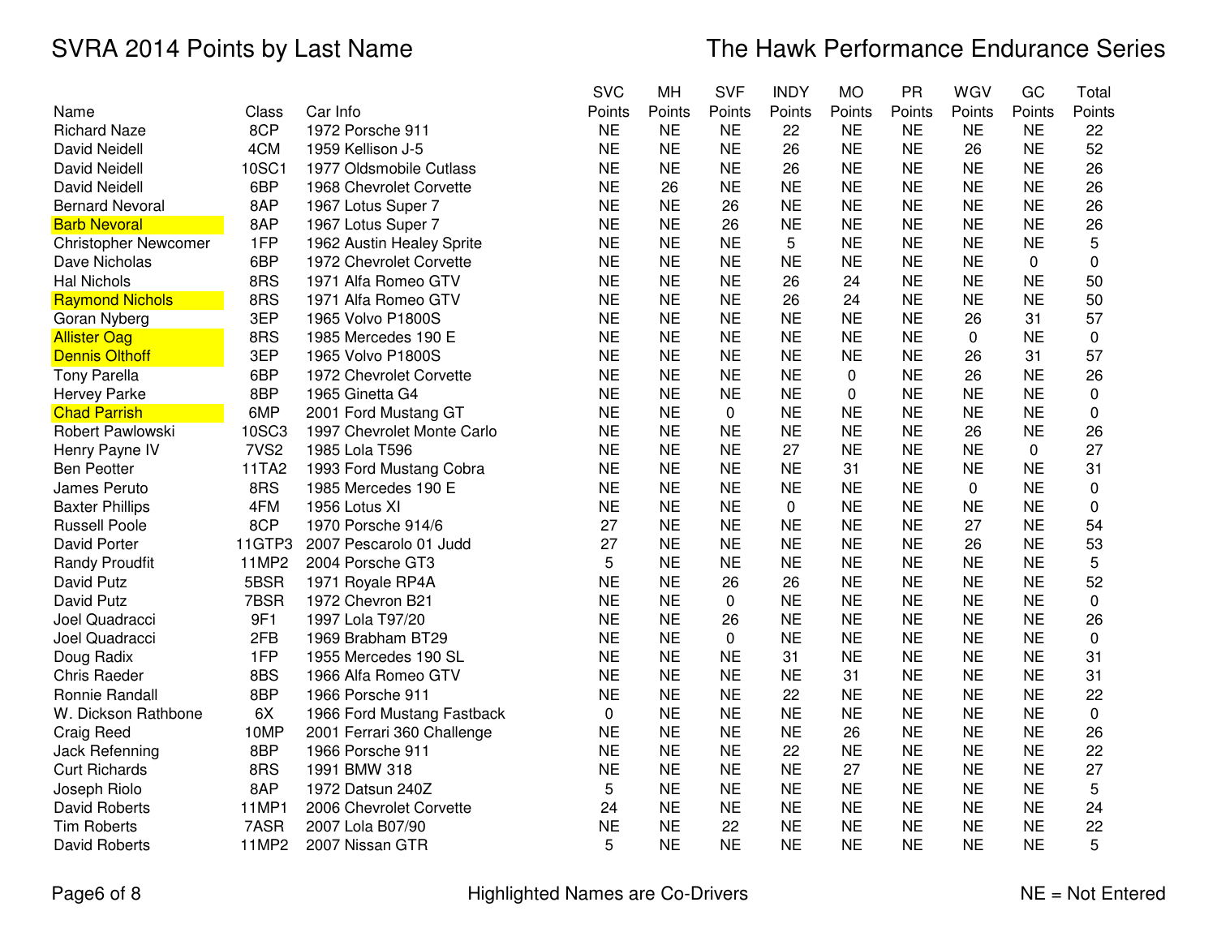# SVRA 2014 Points by Last Name

## The Hawk Performance Endurance Series

| Name | Class | Car Info | SVC Points | MH Points | SVF Points | INDY Points | MO Points | PR Points | WGV Points | GC Points | Total Points |
|---|---|---|---|---|---|---|---|---|---|---|---|
| Richard Naze | 8CP | 1972 Porsche 911 | NE | NE | NE | 22 | NE | NE | NE | NE | 22 |
| David Neidell | 4CM | 1959 Kellison J-5 | NE | NE | NE | 26 | NE | NE | 26 | NE | 52 |
| David Neidell | 10SC1 | 1977 Oldsmobile Cutlass | NE | NE | NE | 26 | NE | NE | NE | NE | 26 |
| David Neidell | 6BP | 1968 Chevrolet Corvette | NE | 26 | NE | NE | NE | NE | NE | NE | 26 |
| Bernard Nevoral | 8AP | 1967 Lotus Super 7 | NE | NE | 26 | NE | NE | NE | NE | NE | 26 |
| Barb Nevoral | 8AP | 1967 Lotus Super 7 | NE | NE | 26 | NE | NE | NE | NE | NE | 26 |
| Christopher Newcomer | 1FP | 1962 Austin Healey Sprite | NE | NE | NE | 5 | NE | NE | NE | NE | 5 |
| Dave Nicholas | 6BP | 1972 Chevrolet Corvette | NE | NE | NE | NE | NE | NE | NE | 0 | 0 |
| Hal Nichols | 8RS | 1971 Alfa Romeo GTV | NE | NE | NE | 26 | 24 | NE | NE | NE | 50 |
| Raymond Nichols | 8RS | 1971 Alfa Romeo GTV | NE | NE | NE | 26 | 24 | NE | NE | NE | 50 |
| Goran Nyberg | 3EP | 1965 Volvo P1800S | NE | NE | NE | NE | NE | NE | 26 | 31 | 57 |
| Allister Oag | 8RS | 1985 Mercedes 190 E | NE | NE | NE | NE | NE | NE | 0 | NE | 0 |
| Dennis Olthoff | 3EP | 1965 Volvo P1800S | NE | NE | NE | NE | NE | NE | 26 | 31 | 57 |
| Tony Parella | 6BP | 1972 Chevrolet Corvette | NE | NE | NE | NE | 0 | NE | 26 | NE | 26 |
| Hervey Parke | 8BP | 1965 Ginetta G4 | NE | NE | NE | NE | 0 | NE | NE | NE | 0 |
| Chad Parrish | 6MP | 2001 Ford Mustang GT | NE | NE | 0 | NE | NE | NE | NE | NE | 0 |
| Robert Pawlowski | 10SC3 | 1997 Chevrolet Monte Carlo | NE | NE | NE | NE | NE | NE | 26 | NE | 26 |
| Henry Payne IV | 7VS2 | 1985 Lola T596 | NE | NE | NE | 27 | NE | NE | NE | 0 | 27 |
| Ben Peotter | 11TA2 | 1993 Ford Mustang Cobra | NE | NE | NE | NE | 31 | NE | NE | NE | 31 |
| James Peruto | 8RS | 1985 Mercedes 190 E | NE | NE | NE | NE | NE | NE | 0 | NE | 0 |
| Baxter Phillips | 4FM | 1956 Lotus XI | NE | NE | NE | 0 | NE | NE | NE | NE | 0 |
| Russell Poole | 8CP | 1970 Porsche 914/6 | 27 | NE | NE | NE | NE | NE | 27 | NE | 54 |
| David Porter | 11GTP3 | 2007 Pescarolo 01 Judd | 27 | NE | NE | NE | NE | NE | 26 | NE | 53 |
| Randy Proudfit | 11MP2 | 2004 Porsche GT3 | 5 | NE | NE | NE | NE | NE | NE | NE | 5 |
| David Putz | 5BSR | 1971 Royale RP4A | NE | NE | 26 | 26 | NE | NE | NE | NE | 52 |
| David Putz | 7BSR | 1972 Chevron B21 | NE | NE | 0 | NE | NE | NE | NE | NE | 0 |
| Joel Quadracci | 9F1 | 1997 Lola T97/20 | NE | NE | 26 | NE | NE | NE | NE | NE | 26 |
| Joel Quadracci | 2FB | 1969 Brabham BT29 | NE | NE | 0 | NE | NE | NE | NE | NE | 0 |
| Doug Radix | 1FP | 1955 Mercedes 190 SL | NE | NE | NE | 31 | NE | NE | NE | NE | 31 |
| Chris Raeder | 8BS | 1966 Alfa Romeo GTV | NE | NE | NE | NE | 31 | NE | NE | NE | 31 |
| Ronnie Randall | 8BP | 1966 Porsche 911 | NE | NE | NE | 22 | NE | NE | NE | NE | 22 |
| W. Dickson Rathbone | 6X | 1966 Ford Mustang Fastback | 0 | NE | NE | NE | NE | NE | NE | NE | 0 |
| Craig Reed | 10MP | 2001 Ferrari 360 Challenge | NE | NE | NE | NE | 26 | NE | NE | NE | 26 |
| Jack Refenning | 8BP | 1966 Porsche 911 | NE | NE | NE | 22 | NE | NE | NE | NE | 22 |
| Curt Richards | 8RS | 1991 BMW 318 | NE | NE | NE | NE | 27 | NE | NE | NE | 27 |
| Joseph Riolo | 8AP | 1972 Datsun 240Z | 5 | NE | NE | NE | NE | NE | NE | NE | 5 |
| David Roberts | 11MP1 | 2006 Chevrolet Corvette | 24 | NE | NE | NE | NE | NE | NE | NE | 24 |
| Tim Roberts | 7ASR | 2007 Lola B07/90 | NE | NE | 22 | NE | NE | NE | NE | NE | 22 |
| David Roberts | 11MP2 | 2007 Nissan GTR | 5 | NE | NE | NE | NE | NE | NE | NE | 5 |

Highlighted Names are Co-Drivers (Barb Nevoral, Raymond Nichols, Allister Oag, Dennis Olthoff, Chad Parrish)

NE = Not Entered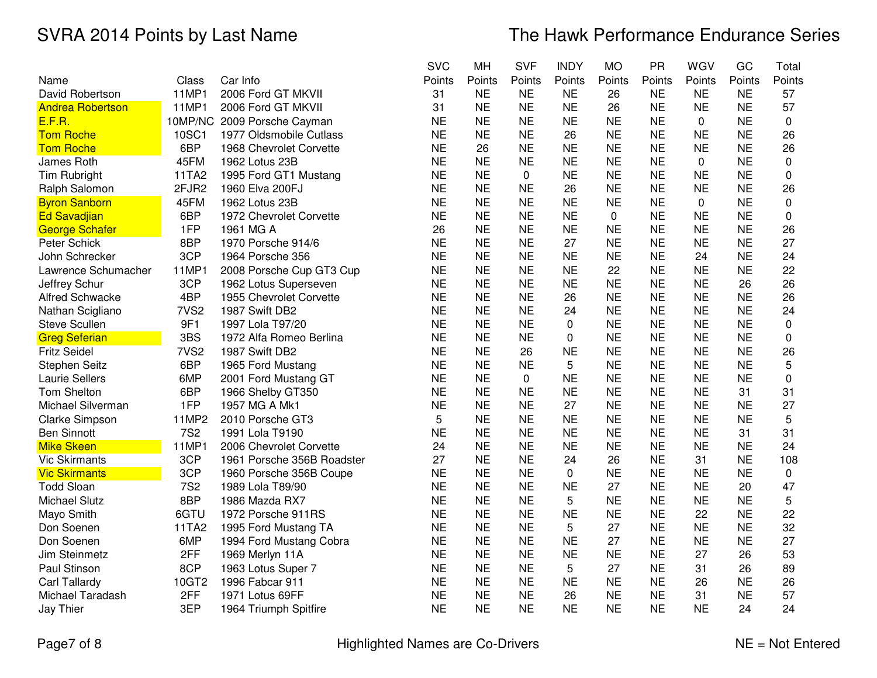# SVRA 2014 Points by Last Name

# The Hawk Performance Endurance Series

| Name | Class | Car Info | SVC Points | MH Points | SVF Points | INDY Points | MO Points | PR Points | WGV Points | GC Points | Total Points |
|---|---|---|---|---|---|---|---|---|---|---|---|
| David Robertson | 11MP1 | 2006 Ford GT MKVII | 31 | NE | NE | NE | 26 | NE | NE | NE | 57 |
| Andrea Robertson | 11MP1 | 2006 Ford GT MKVII | 31 | NE | NE | NE | 26 | NE | NE | NE | 57 |
| E.F.R. | 10MP/NC | 2009 Porsche Cayman | NE | NE | NE | NE | NE | NE | 0 | NE | 0 |
| Tom Roche | 10SC1 | 1977 Oldsmobile Cutlass | NE | NE | NE | 26 | NE | NE | NE | NE | 26 |
| Tom Roche | 6BP | 1968 Chevrolet Corvette | NE | 26 | NE | NE | NE | NE | NE | NE | 26 |
| James Roth | 45FM | 1962 Lotus 23B | NE | NE | NE | NE | NE | NE | 0 | NE | 0 |
| Tim Rubright | 11TA2 | 1995 Ford GT1 Mustang | NE | NE | 0 | NE | NE | NE | NE | NE | 0 |
| Ralph Salomon | 2FJR2 | 1960 Elva 200FJ | NE | NE | NE | 26 | NE | NE | NE | NE | 26 |
| Byron Sanborn | 45FM | 1962 Lotus 23B | NE | NE | NE | NE | NE | NE | 0 | NE | 0 |
| Ed Savadjian | 6BP | 1972 Chevrolet Corvette | NE | NE | NE | NE | 0 | NE | NE | NE | 0 |
| George Schafer | 1FP | 1961 MG A | 26 | NE | NE | NE | NE | NE | NE | NE | 26 |
| Peter Schick | 8BP | 1970 Porsche 914/6 | NE | NE | NE | 27 | NE | NE | NE | NE | 27 |
| John Schrecker | 3CP | 1964 Porsche 356 | NE | NE | NE | NE | NE | NE | 24 | NE | 24 |
| Lawrence Schumacher | 11MP1 | 2008 Porsche Cup GT3 Cup | NE | NE | NE | NE | 22 | NE | NE | NE | 22 |
| Jeffrey Schur | 3CP | 1962 Lotus Superseven | NE | NE | NE | NE | NE | NE | NE | 26 | 26 |
| Alfred Schwacke | 4BP | 1955 Chevrolet Corvette | NE | NE | NE | 26 | NE | NE | NE | NE | 26 |
| Nathan Scigliano | 7VS2 | 1987 Swift DB2 | NE | NE | NE | 24 | NE | NE | NE | NE | 24 |
| Steve Scullen | 9F1 | 1997 Lola T97/20 | NE | NE | NE | 0 | NE | NE | NE | NE | 0 |
| Greg Seferian | 3BS | 1972 Alfa Romeo Berlina | NE | NE | NE | 0 | NE | NE | NE | NE | 0 |
| Fritz Seidel | 7VS2 | 1987 Swift DB2 | NE | NE | 26 | NE | NE | NE | NE | NE | 26 |
| Stephen Seitz | 6BP | 1965 Ford Mustang | NE | NE | NE | 5 | NE | NE | NE | NE | 5 |
| Laurie Sellers | 6MP | 2001 Ford Mustang GT | NE | NE | 0 | NE | NE | NE | NE | NE | 0 |
| Tom Shelton | 6BP | 1966 Shelby GT350 | NE | NE | NE | NE | NE | NE | NE | 31 | 31 |
| Michael Silverman | 1FP | 1957 MG A Mk1 | NE | NE | NE | 27 | NE | NE | NE | NE | 27 |
| Clarke Simpson | 11MP2 | 2010 Porsche GT3 | 5 | NE | NE | NE | NE | NE | NE | NE | 5 |
| Ben Sinnott | 7S2 | 1991 Lola T9190 | NE | NE | NE | NE | NE | NE | NE | 31 | 31 |
| Mike Skeen | 11MP1 | 2006 Chevrolet Corvette | 24 | NE | NE | NE | NE | NE | NE | NE | 24 |
| Vic Skirmants | 3CP | 1961 Porsche 356B Roadster | 27 | NE | NE | 24 | 26 | NE | 31 | NE | 108 |
| Vic Skirmants | 3CP | 1960 Porsche 356B Coupe | NE | NE | NE | 0 | NE | NE | NE | NE | 0 |
| Todd Sloan | 7S2 | 1989 Lola T89/90 | NE | NE | NE | NE | 27 | NE | NE | 20 | 47 |
| Michael Slutz | 8BP | 1986 Mazda RX7 | NE | NE | NE | 5 | NE | NE | NE | NE | 5 |
| Mayo Smith | 6GTU | 1972 Porsche 911RS | NE | NE | NE | NE | NE | NE | 22 | NE | 22 |
| Don Soenen | 11TA2 | 1995 Ford Mustang TA | NE | NE | NE | 5 | 27 | NE | NE | NE | 32 |
| Don Soenen | 6MP | 1994 Ford Mustang Cobra | NE | NE | NE | NE | 27 | NE | NE | NE | 27 |
| Jim Steinmetz | 2FF | 1969 Merlyn 11A | NE | NE | NE | NE | NE | NE | 27 | 26 | 53 |
| Paul Stinson | 8CP | 1963 Lotus Super 7 | NE | NE | NE | 5 | 27 | NE | 31 | 26 | 89 |
| Carl Tallardy | 10GT2 | 1996 Fabcar 911 | NE | NE | NE | NE | NE | NE | 26 | NE | 26 |
| Michael Taradash | 2FF | 1971 Lotus 69FF | NE | NE | NE | 26 | NE | NE | 31 | NE | 57 |
| Jay Thier | 3EP | 1964 Triumph Spitfire | NE | NE | NE | NE | NE | NE | NE | 24 | 24 |

Highlighted Names are Co-Drivers

NE = Not Entered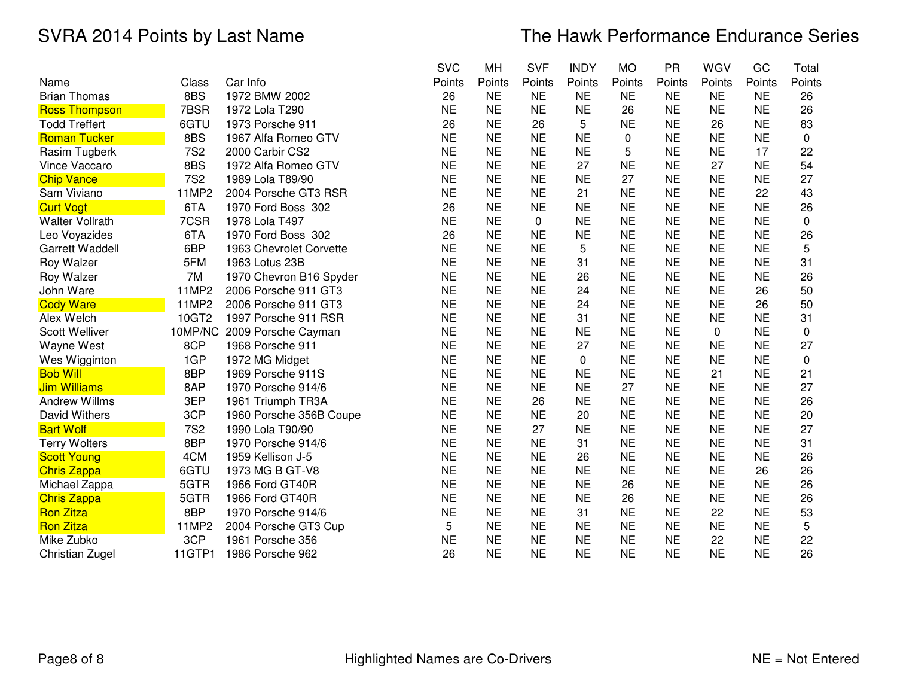# SVRA 2014 Points by Last Name

## The Hawk Performance Endurance Series

| Name | Class | Car Info | SVC Points | MH Points | SVF Points | INDY Points | MO Points | PR Points | WGV Points | GC Points | Total Points |
|---|---|---|---|---|---|---|---|---|---|---|---|
| Brian Thomas | 8BS | 1972 BMW 2002 | 26 | NE | NE | NE | NE | NE | NE | NE | 26 |
| Ross Thompson | 7BSR | 1972 Lola T290 | NE | NE | NE | NE | 26 | NE | NE | NE | 26 |
| Todd Treffert | 6GTU | 1973 Porsche 911 | 26 | NE | 26 | 5 | NE | NE | 26 | NE | 83 |
| Roman Tucker | 8BS | 1967 Alfa Romeo GTV | NE | NE | NE | NE | 0 | NE | NE | NE | 0 |
| Rasim Tugberk | 7S2 | 2000 Carbir CS2 | NE | NE | NE | NE | 5 | NE | NE | 17 | 22 |
| Vince Vaccaro | 8BS | 1972 Alfa Romeo GTV | NE | NE | NE | 27 | NE | NE | 27 | NE | 54 |
| Chip Vance | 7S2 | 1989 Lola T89/90 | NE | NE | NE | NE | 27 | NE | NE | NE | 27 |
| Sam Viviano | 11MP2 | 2004 Porsche GT3 RSR | NE | NE | NE | 21 | NE | NE | NE | 22 | 43 |
| Curt Vogt | 6TA | 1970 Ford Boss 302 | 26 | NE | NE | NE | NE | NE | NE | NE | 26 |
| Walter Vollrath | 7CSR | 1978 Lola T497 | NE | NE | 0 | NE | NE | NE | NE | NE | 0 |
| Leo Voyazides | 6TA | 1970 Ford Boss 302 | 26 | NE | NE | NE | NE | NE | NE | NE | 26 |
| Garrett Waddell | 6BP | 1963 Chevrolet Corvette | NE | NE | NE | 5 | NE | NE | NE | NE | 5 |
| Roy Walzer | 5FM | 1963 Lotus 23B | NE | NE | NE | 31 | NE | NE | NE | NE | 31 |
| Roy Walzer | 7M | 1970 Chevron B16 Spyder | NE | NE | NE | 26 | NE | NE | NE | NE | 26 |
| John Ware | 11MP2 | 2006 Porsche 911 GT3 | NE | NE | NE | 24 | NE | NE | NE | 26 | 50 |
| Cody Ware | 11MP2 | 2006 Porsche 911 GT3 | NE | NE | NE | 24 | NE | NE | NE | 26 | 50 |
| Alex Welch | 10GT2 | 1997 Porsche 911 RSR | NE | NE | NE | 31 | NE | NE | NE | NE | 31 |
| Scott Welliver | 10MP/NC | 2009 Porsche Cayman | NE | NE | NE | NE | NE | NE | 0 | NE | 0 |
| Wayne West | 8CP | 1968 Porsche 911 | NE | NE | NE | 27 | NE | NE | NE | NE | 27 |
| Wes Wigginton | 1GP | 1972 MG Midget | NE | NE | NE | 0 | NE | NE | NE | NE | 0 |
| Bob Will | 8BP | 1969 Porsche 911S | NE | NE | NE | NE | NE | NE | 21 | NE | 21 |
| Jim Williams | 8AP | 1970 Porsche 914/6 | NE | NE | NE | NE | 27 | NE | NE | NE | 27 |
| Andrew Willms | 3EP | 1961 Triumph TR3A | NE | NE | 26 | NE | NE | NE | NE | NE | 26 |
| David Withers | 3CP | 1960 Porsche 356B Coupe | NE | NE | NE | 20 | NE | NE | NE | NE | 20 |
| Bart Wolf | 7S2 | 1990 Lola T90/90 | NE | NE | 27 | NE | NE | NE | NE | NE | 27 |
| Terry Wolters | 8BP | 1970 Porsche 914/6 | NE | NE | NE | 31 | NE | NE | NE | NE | 31 |
| Scott Young | 4CM | 1959 Kellison J-5 | NE | NE | NE | 26 | NE | NE | NE | NE | 26 |
| Chris Zappa | 6GTU | 1973 MG B GT-V8 | NE | NE | NE | NE | NE | NE | NE | 26 | 26 |
| Michael Zappa | 5GTR | 1966 Ford GT40R | NE | NE | NE | NE | 26 | NE | NE | NE | 26 |
| Chris Zappa | 5GTR | 1966 Ford GT40R | NE | NE | NE | NE | 26 | NE | NE | NE | 26 |
| Ron Zitza | 8BP | 1970 Porsche 914/6 | NE | NE | NE | 31 | NE | NE | 22 | NE | 53 |
| Ron Zitza | 11MP2 | 2004 Porsche GT3 Cup | 5 | NE | NE | NE | NE | NE | NE | NE | 5 |
| Mike Zubko | 3CP | 1961 Porsche 356 | NE | NE | NE | NE | NE | NE | 22 | NE | 22 |
| Christian Zugel | 11GTP1 | 1986 Porsche 962 | 26 | NE | NE | NE | NE | NE | NE | NE | 26 |

Highlighted Names are Co-Drivers

NE = Not Entered